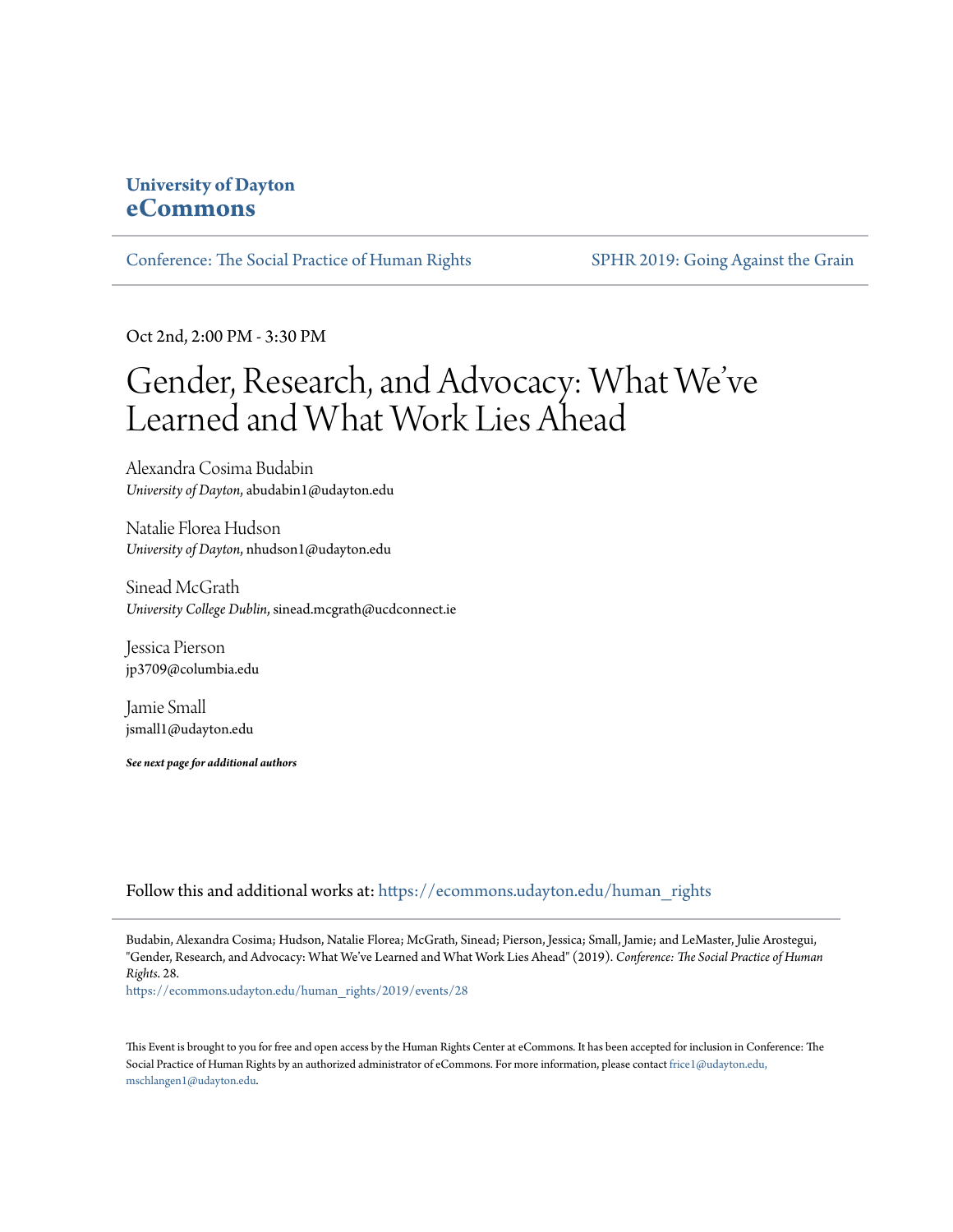**University of Dayton**
**eCommons**

Conference: The Social Practice of Human Rights | SPHR 2019: Going Against the Grain

Oct 2nd, 2:00 PM - 3:30 PM

# Gender, Research, and Advocacy: What We've Learned and What Work Lies Ahead

Alexandra Cosima Budabin
*University of Dayton*, abudabin1@udayton.edu

Natalie Florea Hudson
*University of Dayton*, nhudson1@udayton.edu

Sinead McGrath
*University College Dublin*, sinead.mcgrath@ucdconnect.ie

Jessica Pierson
jp3709@columbia.edu

Jamie Small
jsmall1@udayton.edu

***See next page for additional authors***

Follow this and additional works at: https://ecommons.udayton.edu/human_rights

Budabin, Alexandra Cosima; Hudson, Natalie Florea; McGrath, Sinead; Pierson, Jessica; Small, Jamie; and LeMaster, Julie Arostegui, "Gender, Research, and Advocacy: What We've Learned and What Work Lies Ahead" (2019). *Conference: The Social Practice of Human Rights*. 28.
https://ecommons.udayton.edu/human_rights/2019/events/28

This Event is brought to you for free and open access by the Human Rights Center at eCommons. It has been accepted for inclusion in Conference: The Social Practice of Human Rights by an authorized administrator of eCommons. For more information, please contact frice1@udayton.edu, mschlangen1@udayton.edu.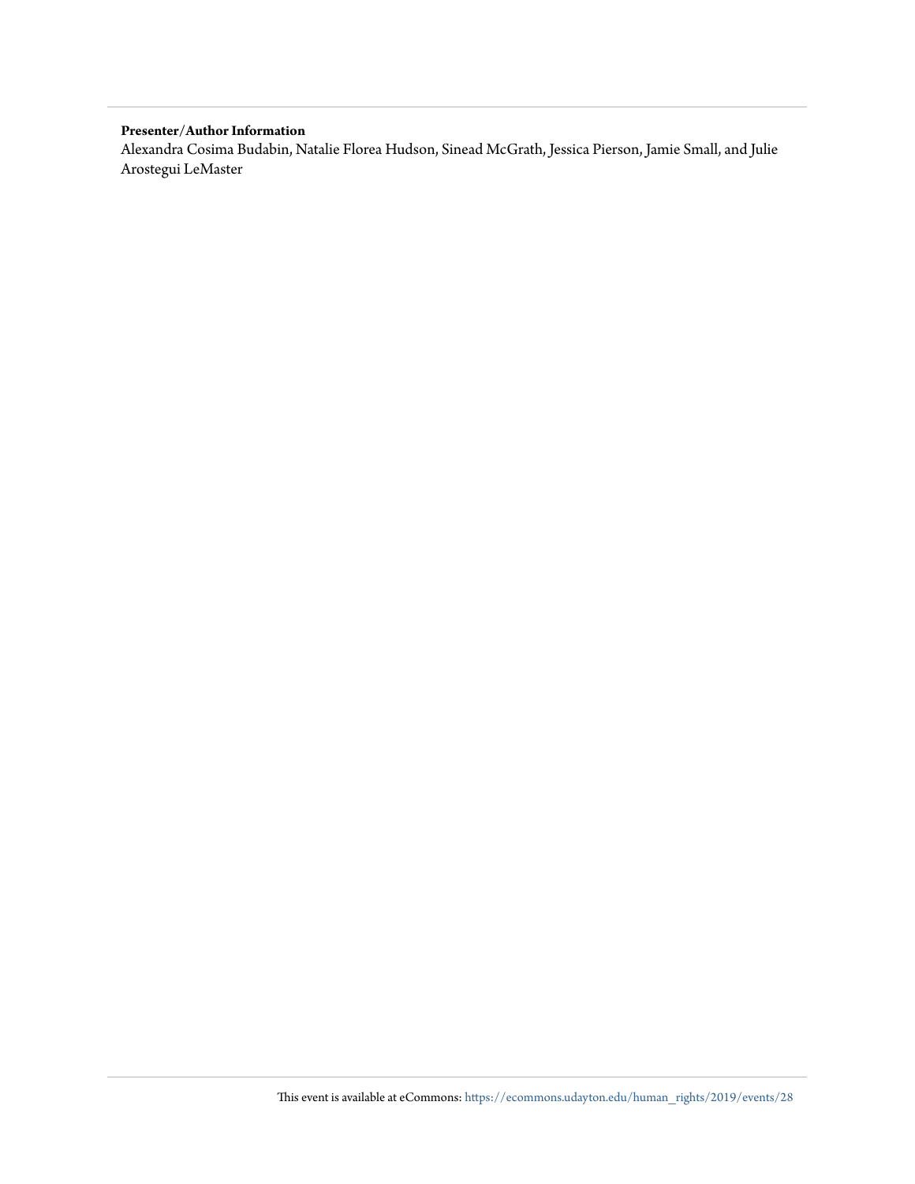**Presenter/Author Information**

Alexandra Cosima Budabin, Natalie Florea Hudson, Sinead McGrath, Jessica Pierson, Jamie Small, and Julie Arostegui LeMaster

This event is available at eCommons: https://ecommons.udayton.edu/human_rights/2019/events/28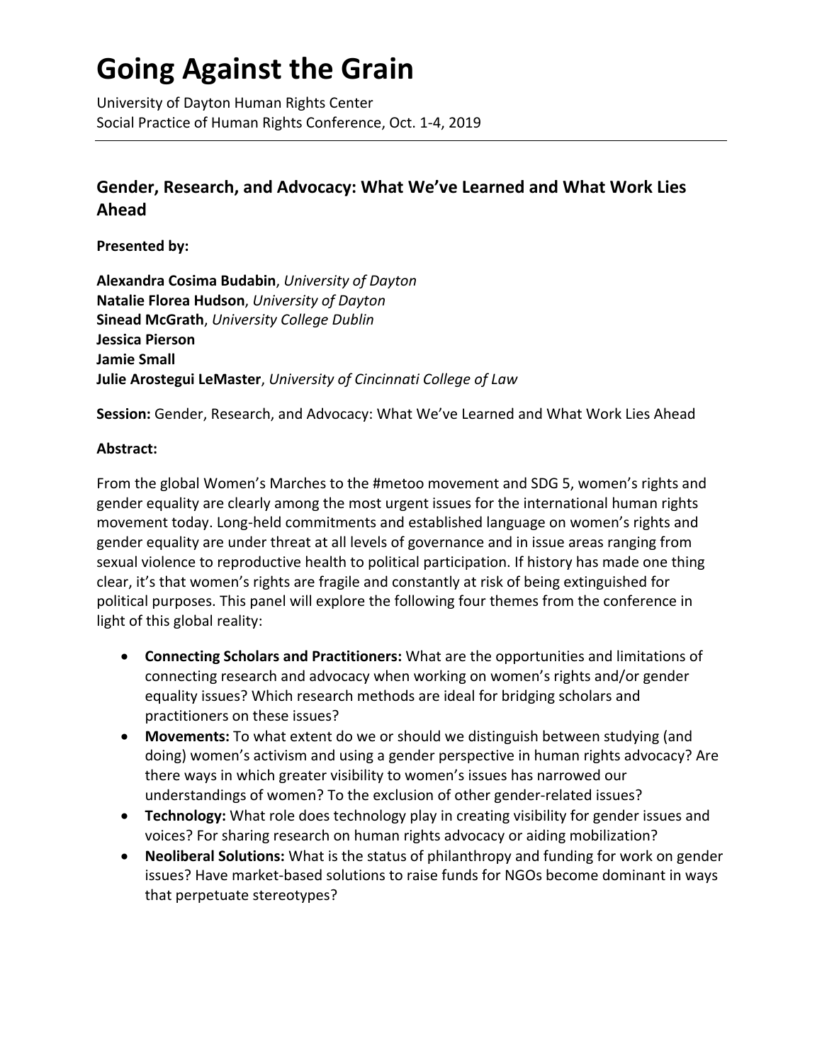# Going Against the Grain

University of Dayton Human Rights Center
Social Practice of Human Rights Conference, Oct. 1-4, 2019

## Gender, Research, and Advocacy: What We've Learned and What Work Lies Ahead

**Presented by:**

**Alexandra Cosima Budabin**, *University of Dayton*
**Natalie Florea Hudson**, *University of Dayton*
**Sinead McGrath**, *University College Dublin*
**Jessica Pierson**
**Jamie Small**
**Julie Arostegui LeMaster**, *University of Cincinnati College of Law*

**Session:** Gender, Research, and Advocacy: What We've Learned and What Work Lies Ahead

**Abstract:**

From the global Women's Marches to the #metoo movement and SDG 5, women's rights and gender equality are clearly among the most urgent issues for the international human rights movement today. Long-held commitments and established language on women's rights and gender equality are under threat at all levels of governance and in issue areas ranging from sexual violence to reproductive health to political participation. If history has made one thing clear, it's that women's rights are fragile and constantly at risk of being extinguished for political purposes. This panel will explore the following four themes from the conference in light of this global reality:

- **Connecting Scholars and Practitioners:** What are the opportunities and limitations of connecting research and advocacy when working on women's rights and/or gender equality issues? Which research methods are ideal for bridging scholars and practitioners on these issues?
- **Movements:** To what extent do we or should we distinguish between studying (and doing) women's activism and using a gender perspective in human rights advocacy? Are there ways in which greater visibility to women's issues has narrowed our understandings of women? To the exclusion of other gender-related issues?
- **Technology:** What role does technology play in creating visibility for gender issues and voices? For sharing research on human rights advocacy or aiding mobilization?
- **Neoliberal Solutions:** What is the status of philanthropy and funding for work on gender issues? Have market-based solutions to raise funds for NGOs become dominant in ways that perpetuate stereotypes?